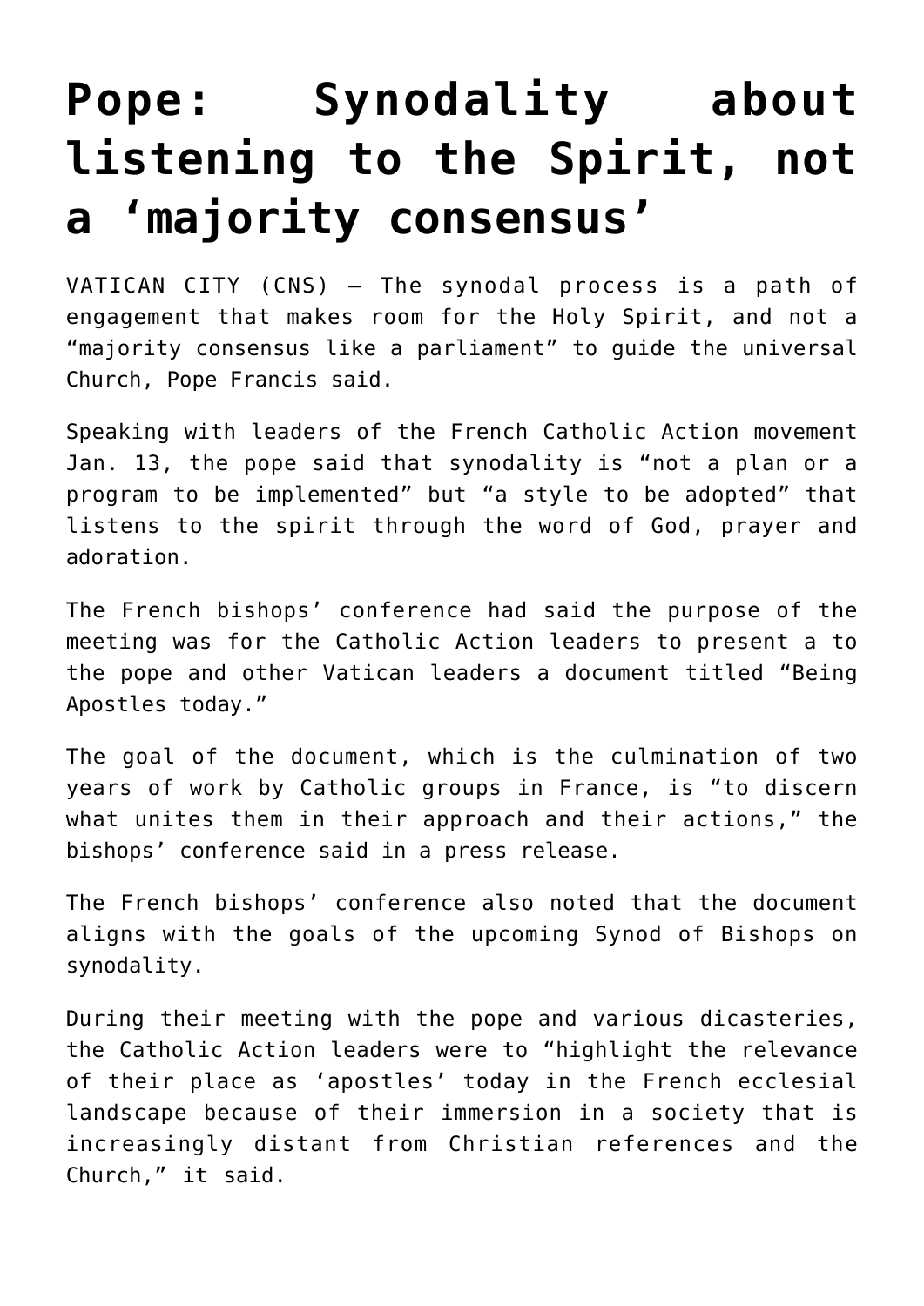# Pope: Synodality about listening to the Spirit, not a 'majority consensus'

VATICAN CITY (CNS) — The synodal process is a path of engagement that makes room for the Holy Spirit, and not a "majority consensus like a parliament" to guide the universal Church, Pope Francis said.

Speaking with leaders of the French Catholic Action movement Jan. 13, the pope said that synodality is "not a plan or a program to be implemented" but "a style to be adopted" that listens to the spirit through the word of God, prayer and adoration.

The French bishops' conference had said the purpose of the meeting was for the Catholic Action leaders to present a to the pope and other Vatican leaders a document titled "Being Apostles today."

The goal of the document, which is the culmination of two years of work by Catholic groups in France, is "to discern what unites them in their approach and their actions," the bishops' conference said in a press release.

The French bishops' conference also noted that the document aligns with the goals of the upcoming Synod of Bishops on synodality.

During their meeting with the pope and various dicasteries, the Catholic Action leaders were to "highlight the relevance of their place as 'apostles' today in the French ecclesial landscape because of their immersion in a society that is increasingly distant from Christian references and the Church," it said.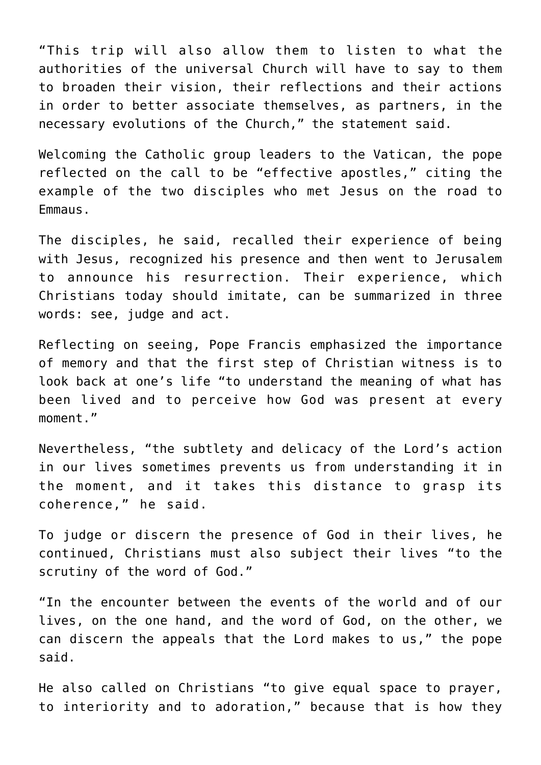"This trip will also allow them to listen to what the authorities of the universal Church will have to say to them to broaden their vision, their reflections and their actions in order to better associate themselves, as partners, in the necessary evolutions of the Church," the statement said.

Welcoming the Catholic group leaders to the Vatican, the pope reflected on the call to be "effective apostles," citing the example of the two disciples who met Jesus on the road to Emmaus.

The disciples, he said, recalled their experience of being with Jesus, recognized his presence and then went to Jerusalem to announce his resurrection. Their experience, which Christians today should imitate, can be summarized in three words: see, judge and act.

Reflecting on seeing, Pope Francis emphasized the importance of memory and that the first step of Christian witness is to look back at one's life "to understand the meaning of what has been lived and to perceive how God was present at every moment."

Nevertheless, "the subtlety and delicacy of the Lord's action in our lives sometimes prevents us from understanding it in the moment, and it takes this distance to grasp its coherence," he said.

To judge or discern the presence of God in their lives, he continued, Christians must also subject their lives "to the scrutiny of the word of God."

"In the encounter between the events of the world and of our lives, on the one hand, and the word of God, on the other, we can discern the appeals that the Lord makes to us," the pope said.

He also called on Christians "to give equal space to prayer, to interiority and to adoration," because that is how they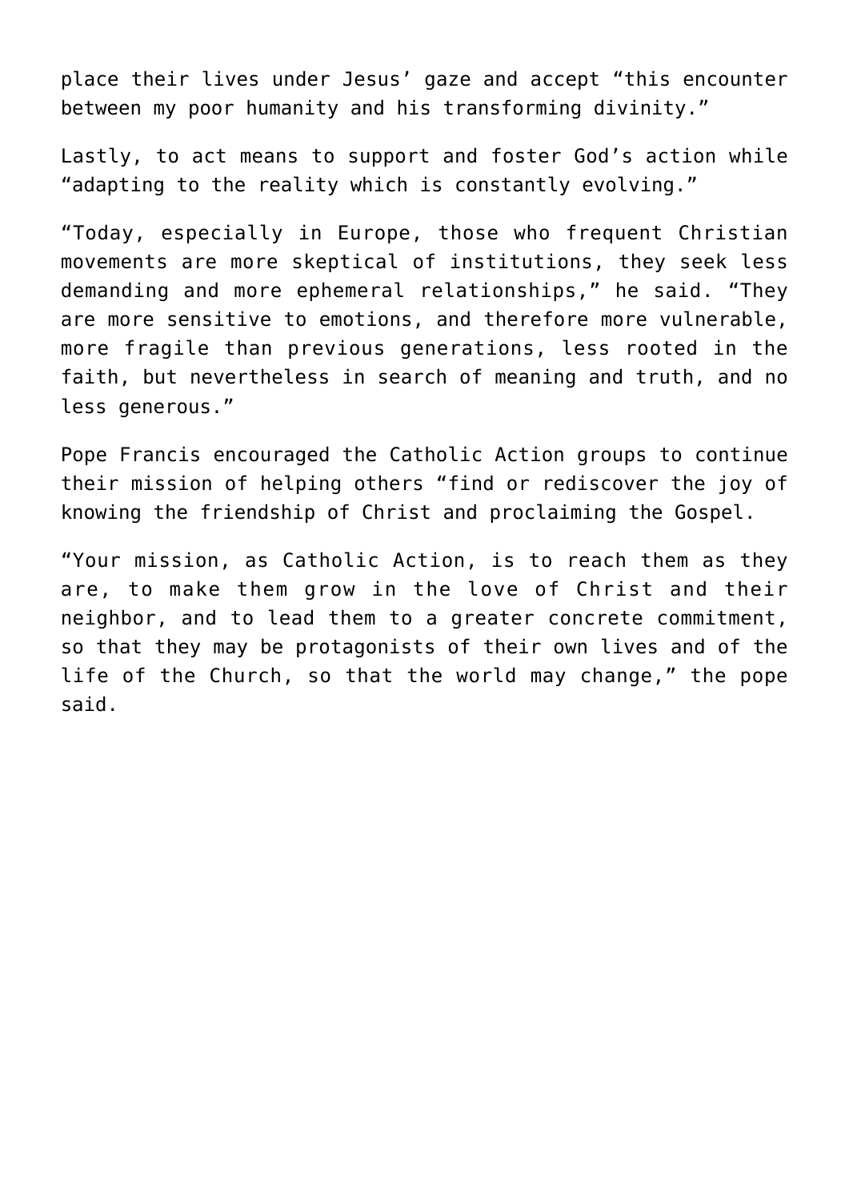place their lives under Jesus' gaze and accept "this encounter between my poor humanity and his transforming divinity."

Lastly, to act means to support and foster God's action while "adapting to the reality which is constantly evolving."

"Today, especially in Europe, those who frequent Christian movements are more skeptical of institutions, they seek less demanding and more ephemeral relationships," he said. "They are more sensitive to emotions, and therefore more vulnerable, more fragile than previous generations, less rooted in the faith, but nevertheless in search of meaning and truth, and no less generous."

Pope Francis encouraged the Catholic Action groups to continue their mission of helping others "find or rediscover the joy of knowing the friendship of Christ and proclaiming the Gospel.

"Your mission, as Catholic Action, is to reach them as they are, to make them grow in the love of Christ and their neighbor, and to lead them to a greater concrete commitment, so that they may be protagonists of their own lives and of the life of the Church, so that the world may change," the pope said.